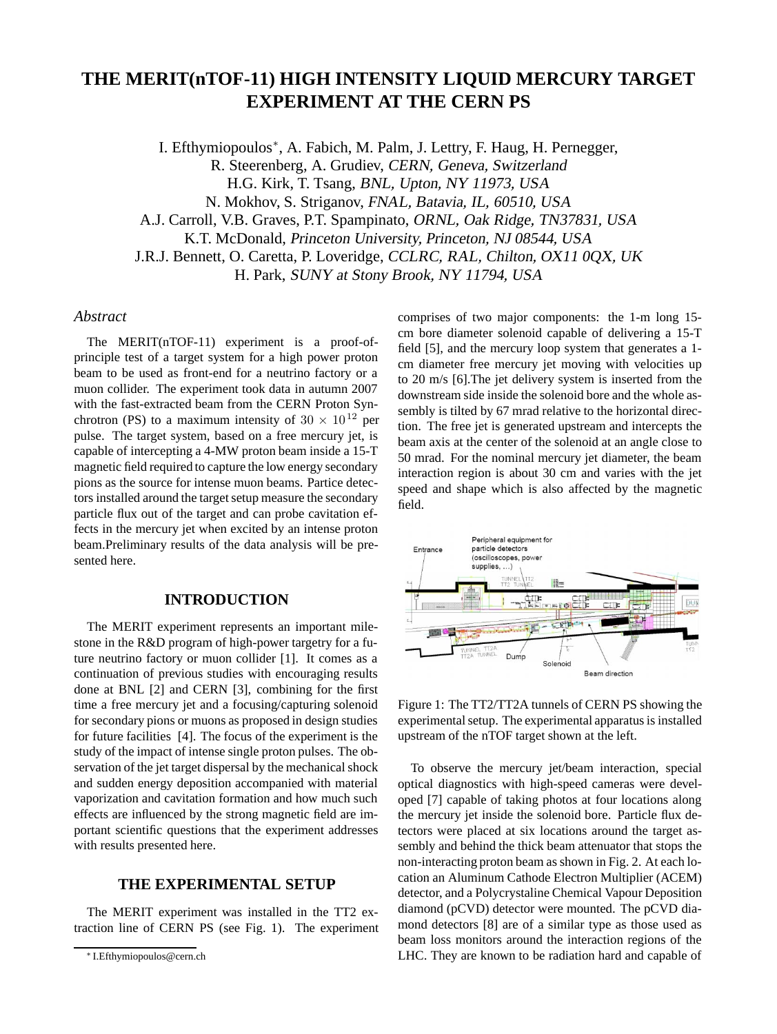# THE MERIT(nTOF-11) HIGH INTENSITY LIQUID MERCURY TARGET EXPERIMENT AT THE CERN PS

I. Efthymiopoulos*, A. Fabich, M. Palm, J. Lettry, F. Haug, H. Pernegger, R. Steerenberg, A. Grudiev, *CERN, Geneva, Switzerland*
H.G. Kirk, T. Tsang, *BNL, Upton, NY 11973, USA*
N. Mokhov, S. Striganov, *FNAL, Batavia, IL, 60510, USA*
A.J. Carroll, V.B. Graves, P.T. Spampinato, *ORNL, Oak Ridge, TN37831, USA*
K.T. McDonald, *Princeton University, Princeton, NJ 08544, USA*
J.R.J. Bennett, O. Caretta, P. Loveridge, *CCLRC, RAL, Chilton, OX11 0QX, UK*
H. Park, *SUNY at Stony Brook, NY 11794, USA*

## *Abstract*

The MERIT(nTOF-11) experiment is a proof-of-principle test of a target system for a high power proton beam to be used as front-end for a neutrino factory or a muon collider. The experiment took data in autumn 2007 with the fast-extracted beam from the CERN Proton Synchrotron (PS) to a maximum intensity of $30 \times 10^{12}$ per pulse. The target system, based on a free mercury jet, is capable of intercepting a 4-MW proton beam inside a 15-T magnetic field required to capture the low energy secondary pions as the source for intense muon beams. Partice detectors installed around the target setup measure the secondary particle flux out of the target and can probe cavitation effects in the mercury jet when excited by an intense proton beam.Preliminary results of the data analysis will be presented here.

## INTRODUCTION

The MERIT experiment represents an important milestone in the R&D program of high-power targetry for a future neutrino factory or muon collider [1]. It comes as a continuation of previous studies with encouraging results done at BNL [2] and CERN [3], combining for the first time a free mercury jet and a focusing/capturing solenoid for secondary pions or muons as proposed in design studies for future facilities [4]. The focus of the experiment is the study of the impact of intense single proton pulses. The observation of the jet target dispersal by the mechanical shock and sudden energy deposition accompanied with material vaporization and cavitation formation and how much such effects are influenced by the strong magnetic field are important scientific questions that the experiment addresses with results presented here.

## THE EXPERIMENTAL SETUP

The MERIT experiment was installed in the TT2 extraction line of CERN PS (see Fig. 1). The experiment comprises of two major components: the 1-m long 15-cm bore diameter solenoid capable of delivering a 15-T field [5], and the mercury loop system that generates a 1-cm diameter free mercury jet moving with velocities up to 20 m/s [6].The jet delivery system is inserted from the downstream side inside the solenoid bore and the whole assembly is tilted by 67 mrad relative to the horizontal direction. The free jet is generated upstream and intercepts the beam axis at the center of the solenoid at an angle close to 50 mrad. For the nominal mercury jet diameter, the beam interaction region is about 30 cm and varies with the jet speed and shape which is also affected by the magnetic field.

Figure 1: The TT2/TT2A tunnels of CERN PS showing the experimental setup. The experimental apparatus is installed upstream of the nTOF target shown at the left.

To observe the mercury jet/beam interaction, special optical diagnostics with high-speed cameras were developed [7] capable of taking photos at four locations along the mercury jet inside the solenoid bore. Particle flux detectors were placed at six locations around the target assembly and behind the thick beam attenuator that stops the non-interacting proton beam as shown in Fig. 2. At each location an Aluminum Cathode Electron Multiplier (ACEM) detector, and a Polycrystaline Chemical Vapour Deposition diamond (pCVD) detector were mounted. The pCVD diamond detectors [8] are of a similar type as those used as beam loss monitors around the interaction regions of the LHC. They are known to be radiation hard and capable of

* I.Efthymiopoulos@cern.ch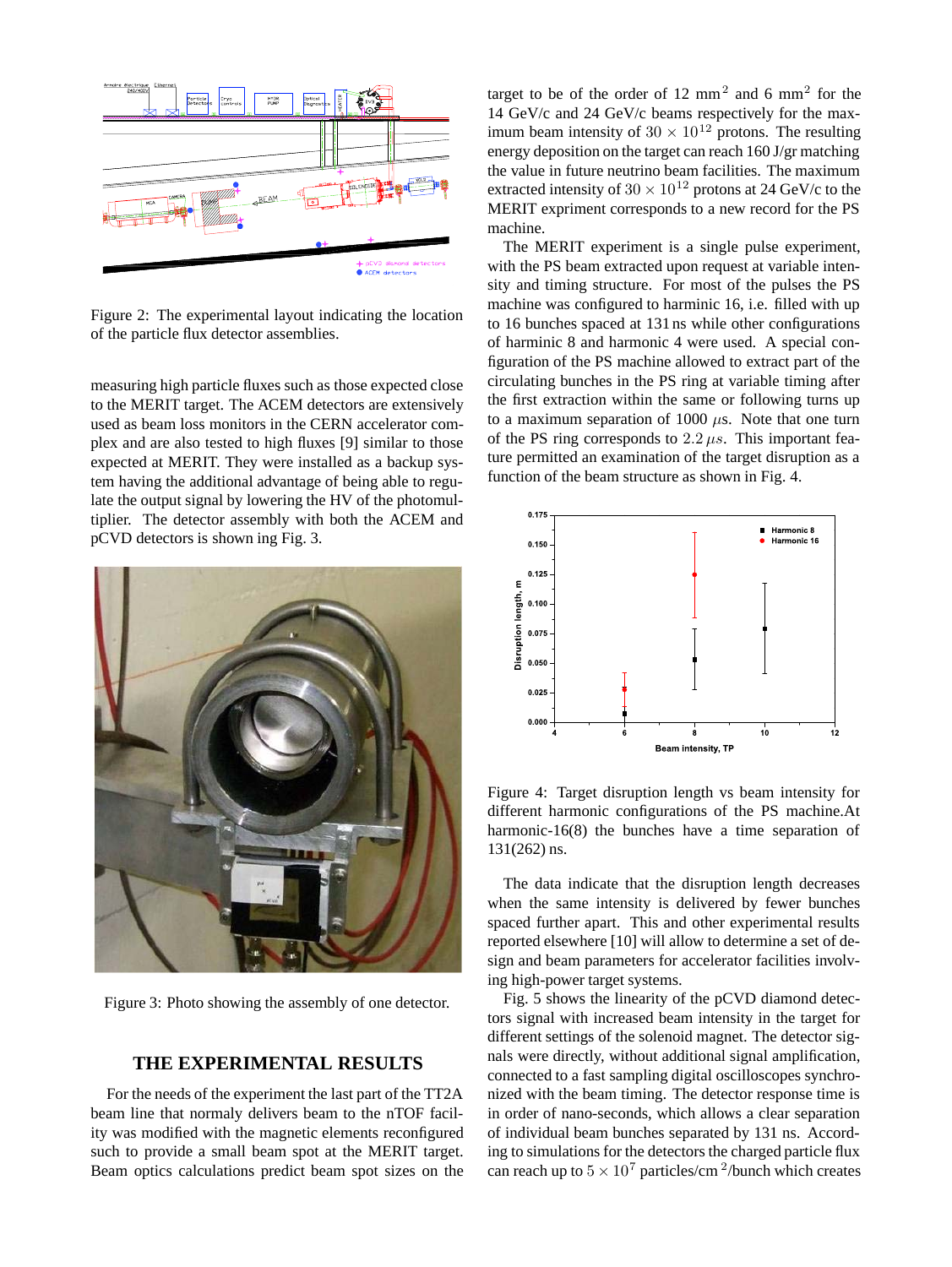Figure 2: The experimental layout indicating the location of the particle flux detector assemblies.

measuring high particle fluxes such as those expected close to the MERIT target. The ACEM detectors are extensively used as beam loss monitors in the CERN accelerator complex and are also tested to high fluxes [9] similar to those expected at MERIT. They were installed as a backup system having the additional advantage of being able to regulate the output signal by lowering the HV of the photomultiplier. The detector assembly with both the ACEM and pCVD detectors is shown ing Fig. 3.

Figure 3: Photo showing the assembly of one detector.

## THE EXPERIMENTAL RESULTS

For the needs of the experiment the last part of the TT2A beam line that normaly delivers beam to the nTOF facility was modified with the magnetic elements reconfigured such to provide a small beam spot at the MERIT target. Beam optics calculations predict beam spot sizes on the target to be of the order of 12 mm$^2$ and 6 mm$^2$ for the 14 GeV/c and 24 GeV/c beams respectively for the maximum beam intensity of $30 \times 10^{12}$ protons. The resulting energy deposition on the target can reach 160 J/gr matching the value in future neutrino beam facilities. The maximum extracted intensity of $30 \times 10^{12}$ protons at 24 GeV/c to the MERIT expriment corresponds to a new record for the PS machine.

The MERIT experiment is a single pulse experiment, with the PS beam extracted upon request at variable intensity and timing structure. For most of the pulses the PS machine was configured to harminic 16, i.e. filled with up to 16 bunches spaced at 131 ns while other configurations of harminic 8 and harmonic 4 were used. A special configuration of the PS machine allowed to extract part of the circulating bunches in the PS ring at variable timing after the first extraction within the same or following turns up to a maximum separation of 1000 $\mu$s. Note that one turn of the PS ring corresponds to $2.2\,\mu s$. This important feature permitted an examination of the target disruption as a function of the beam structure as shown in Fig. 4.

Figure 4: Target disruption length vs beam intensity for different harmonic configurations of the PS machine.At harmonic-16(8) the bunches have a time separation of 131(262) ns.

The data indicate that the disruption length decreases when the same intensity is delivered by fewer bunches spaced further apart. This and other experimental results reported elsewhere [10] will allow to determine a set of design and beam parameters for accelerator facilities involving high-power target systems.

Fig. 5 shows the linearity of the pCVD diamond detectors signal with increased beam intensity in the target for different settings of the solenoid magnet. The detector signals were directly, without additional signal amplification, connected to a fast sampling digital oscilloscopes synchronized with the beam timing. The detector response time is in order of nano-seconds, which allows a clear separation of individual beam bunches separated by 131 ns. According to simulations for the detectors the charged particle flux can reach up to $5 \times 10^7$ particles/cm$^2$/bunch which creates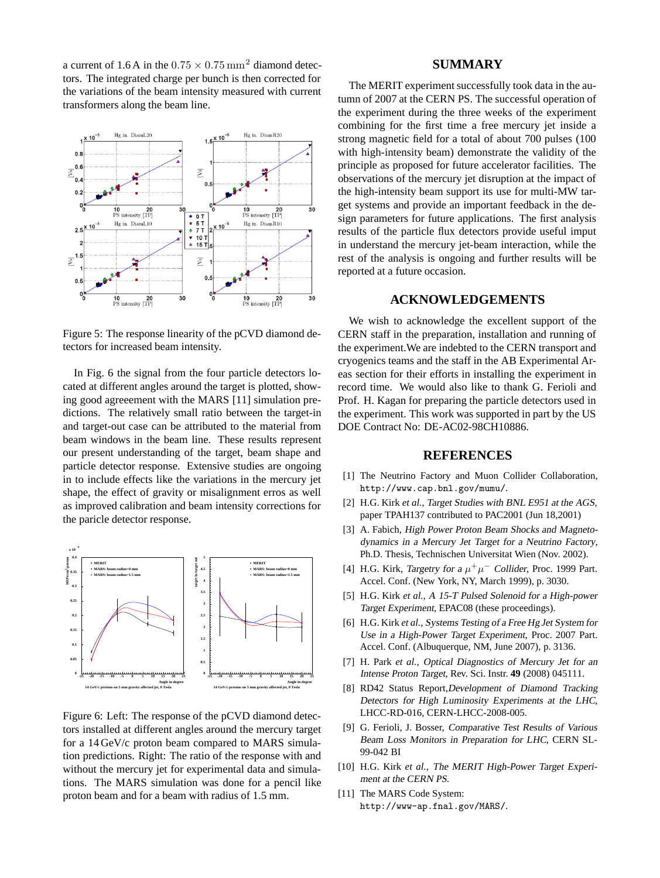a current of 1.6 A in the $0.75 \times 0.75\,\mathrm{mm}^2$ diamond detectors. The integrated charge per bunch is then corrected for the variations of the beam intensity measured with current transformers along the beam line.

Hg in. DiamL20
Hg in. DiamR20
Hg in. DiamL10
Hg in. DiamR10
PS intensity [TP]
[Vs]
0 T
5 T
7 T
10 T
15 T

Figure 5: The response linearity of the pCVD diamond detectors for increased beam intensity.

In Fig. 6 the signal from the four particle detectors located at different angles around the target is plotted, showing good agreeement with the MARS [11] simulation predictions. The relatively small ratio between the target-in and target-out case can be attributed to the material from beam windows in the beam line. These results represent our present understanding of the target, beam shape and particle detector response. Extensive studies are ongoing in to include effects like the variations in the mercury jet shape, the effect of gravity or misalignment erros as well as improved calibration and beam intensity corrections for the paricle detector response.

MERIT
MARS: beam radius=0 mm
MARS: beam radius=1.5 mm
Angle in degree
14 GeV/c protons on 5 mm gravity affected jet, 0 Tesla

Figure 6: Left: The response of the pCVD diamond detectors installed at different angles around the mercury target for a 14 GeV/c proton beam compared to MARS simulation predictions. Right: The ratio of the response with and without the mercury jet for experimental data and simulations. The MARS simulation was done for a pencil like proton beam and for a beam with radius of 1.5 mm.

## SUMMARY

The MERIT experiment successfully took data in the autumn of 2007 at the CERN PS. The successful operation of the experiment during the three weeks of the experiment combining for the first time a free mercury jet inside a strong magnetic field for a total of about 700 pulses (100 with high-intensity beam) demonstrate the validity of the principle as proposed for future accelerator facilities. The observations of the mercury jet disruption at the impact of the high-intensity beam support its use for multi-MW target systems and provide an important feedback in the design parameters for future applications. The first analysis results of the particle flux detectors provide useful imput in understand the mercury jet-beam interaction, while the rest of the analysis is ongoing and further results will be reported at a future occasion.

## ACKNOWLEDGEMENTS

We wish to acknowledge the excellent support of the CERN staff in the preparation, installation and running of the experiment.We are indebted to the CERN transport and cryogenics teams and the staff in the AB Experimental Areas section for their efforts in installing the experiment in record time. We would also like to thank G. Ferioli and Prof. H. Kagan for preparing the particle detectors used in the experiment. This work was supported in part by the US DOE Contract No: DE-AC02-98CH10886.

## REFERENCES

[1] The Neutrino Factory and Muon Collider Collaboration, `http://www.cap.bnl.gov/mumu/`.

[2] H.G. Kirk *et al.*, *Target Studies with BNL E951 at the AGS*, paper TPAH137 contributed to PAC2001 (Jun 18,2001)

[3] A. Fabich, *High Power Proton Beam Shocks and Magnetodynamics in a Mercury Jet Target for a Neutrino Factory*, Ph.D. Thesis, Technischen Universitat Wien (Nov. 2002).

[4] H.G. Kirk, *Targetry for a $\mu^+\mu^-$ Collider*, Proc. 1999 Part. Accel. Conf. (New York, NY, March 1999), p. 3030.

[5] H.G. Kirk *et al.*, *A 15-T Pulsed Solenoid for a High-power Target Experiment*, EPAC08 (these proceedings).

[6] H.G. Kirk *et al.*, *Systems Testing of a Free Hg Jet System for Use in a High-Power Target Experiment*, Proc. 2007 Part. Accel. Conf. (Albuquerque, NM, June 2007), p. 3136.

[7] H. Park *et al.*, *Optical Diagnostics of Mercury Jet for an Intense Proton Target*, Rev. Sci. Instr. **49** (2008) 045111.

[8] RD42 Status Report,*Development of Diamond Tracking Detectors for High Luminosity Experiments at the LHC*, LHCC-RD-016, CERN-LHCC-2008-005.

[9] G. Ferioli, J. Bosser, *Comparative Test Results of Various Beam Loss Monitors in Preparation for LHC*, CERN SL-99-042 BI

[10] H.G. Kirk *et al.*, *The MERIT High-Power Target Experiment at the CERN PS.*

[11] The MARS Code System: `http://www-ap.fnal.gov/MARS/`.